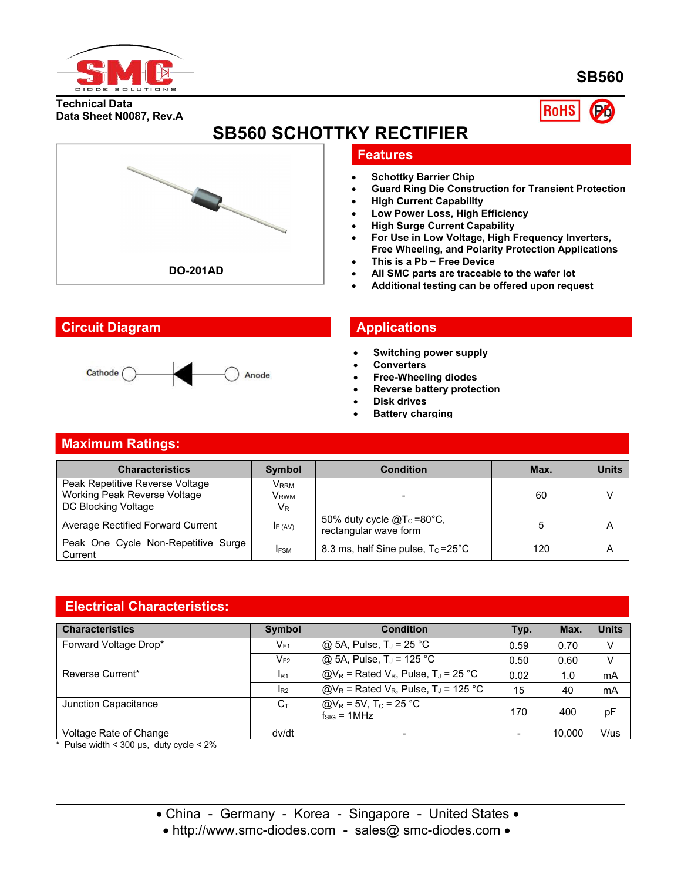SB560

Technical Data
Data Sheet N0087, Rev.A

# SB560 SCHOTTKY RECTIFIER

DO-201AD

## Features

- Schottky Barrier Chip
- Guard Ring Die Construction for Transient Protection
- High Current Capability
- Low Power Loss, High Efficiency
- High Surge Current Capability
- For Use in Low Voltage, High Frequency Inverters, Free Wheeling, and Polarity Protection Applications
- This is a Pb − Free Device
- All SMC parts are traceable to the wafer lot
- Additional testing can be offered upon request

## Circuit Diagram

Cathode — Anode

## Applications

- Switching power supply
- Converters
- Free-Wheeling diodes
- Reverse battery protection
- Disk drives
- Battery charging

## Maximum Ratings:

| Characteristics | Symbol | Condition | Max. | Units |
|---|---|---|---|---|
| Peak Repetitive Reverse Voltage<br>Working Peak Reverse Voltage<br>DC Blocking Voltage | $V_{RRM}$<br>$V_{RWM}$<br>$V_R$ | - | 60 | V |
| Average Rectified Forward Current | $I_{F(AV)}$ | 50% duty cycle @$T_C$=80°C, rectangular wave form | 5 | A |
| Peak One Cycle Non-Repetitive Surge Current | $I_{FSM}$ | 8.3 ms, half Sine pulse, $T_C$=25°C | 120 | A |

## Electrical Characteristics:

| Characteristics | Symbol | Condition | Typ. | Max. | Units |
|---|---|---|---|---|---|
| Forward Voltage Drop* | $V_{F1}$ | @ 5A, Pulse, $T_J$ = 25 °C | 0.59 | 0.70 | V |
| | $V_{F2}$ | @ 5A, Pulse, $T_J$ = 125 °C | 0.50 | 0.60 | V |
| Reverse Current* | $I_{R1}$ | @$V_R$ = Rated $V_R$, Pulse, $T_J$ = 25 °C | 0.02 | 1.0 | mA |
| | $I_{R2}$ | @$V_R$ = Rated $V_R$, Pulse, $T_J$ = 125 °C | 15 | 40 | mA |
| Junction Capacitance | $C_T$ | @$V_R$ = 5V, $T_C$ = 25 °C<br>$f_{SIG}$ = 1MHz | 170 | 400 | pF |
| Voltage Rate of Change | dv/dt | - | - | 10,000 | V/us |

\* Pulse width < 300 μs, duty cycle < 2%

• China - Germany - Korea - Singapore - United States •
• http://www.smc-diodes.com - sales@ smc-diodes.com •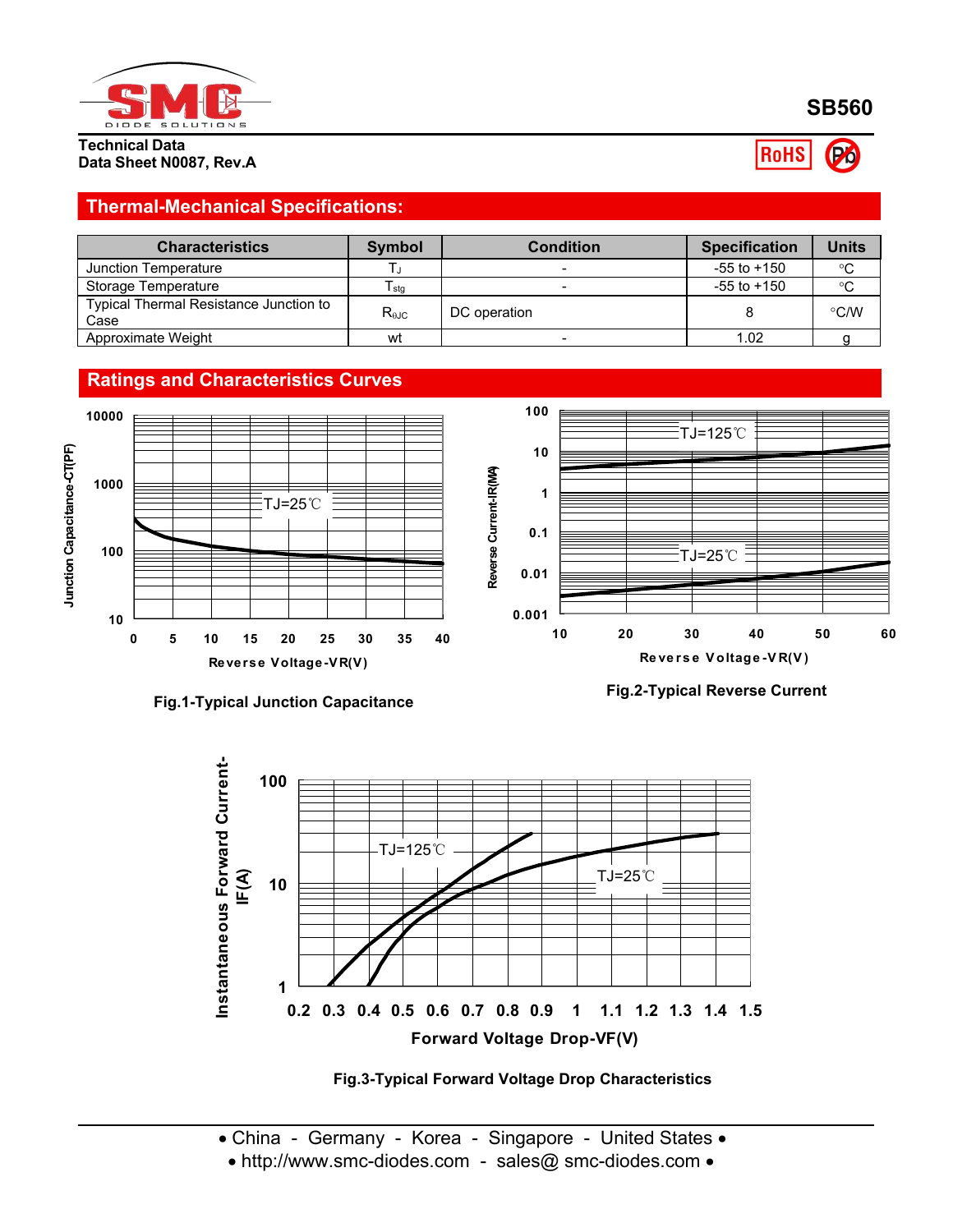**SB560**

**Technical Data**
**Data Sheet N0087, Rev.A**

## Thermal-Mechanical Specifications:

| Characteristics | Symbol | Condition | Specification | Units |
|---|---|---|---|---|
| Junction Temperature | $T_J$ | - | -55 to +150 | °C |
| Storage Temperature | $T_{stg}$ | - | -55 to +150 | °C |
| Typical Thermal Resistance Junction to Case | $R_{\theta JC}$ | DC operation | 8 | °C/W |
| Approximate Weight | wt | - | 1.02 | g |

## Ratings and Characteristics Curves

Fig.1-Typical Junction Capacitance

Fig.2-Typical Reverse Current

Fig.3-Typical Forward Voltage Drop Characteristics

• China - Germany - Korea - Singapore - United States •
• http://www.smc-diodes.com - sales@ smc-diodes.com •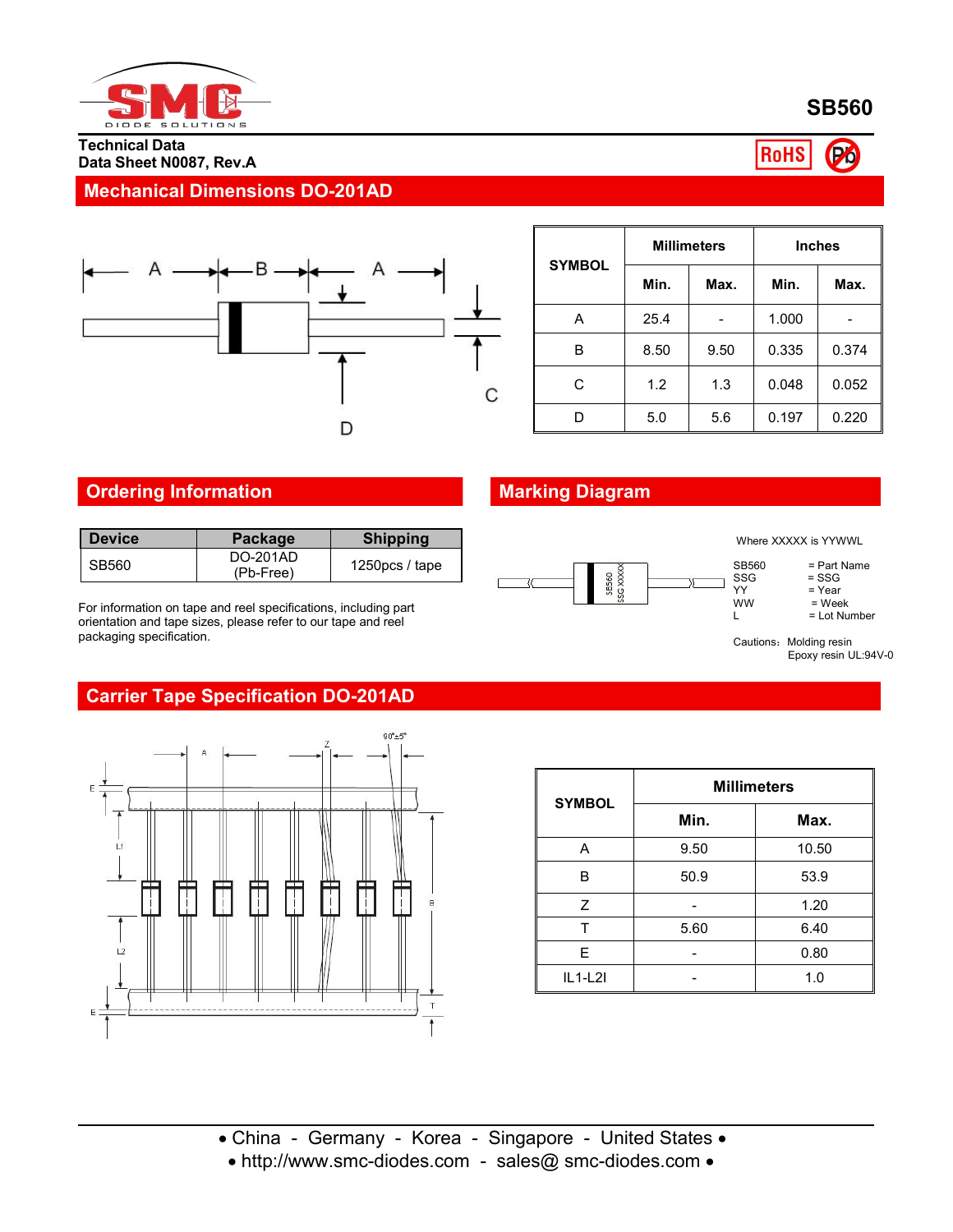# SB560

**Technical Data**
**Data Sheet N0087, Rev.A**

## Mechanical Dimensions DO-201AD

| SYMBOL | Millimeters | | Inches | |
|---|---|---|---|---|
| | Min. | Max. | Min. | Max. |
| A | 25.4 | - | 1.000 | - |
| B | 8.50 | 9.50 | 0.335 | 0.374 |
| C | 1.2 | 1.3 | 0.048 | 0.052 |
| D | 5.0 | 5.6 | 0.197 | 0.220 |

## Ordering Information

| Device | Package | Shipping |
|---|---|---|
| SB560 | DO-201AD (Pb-Free) | 1250pcs / tape |

For information on tape and reel specifications, including part orientation and tape sizes, please refer to our tape and reel packaging specification.

## Marking Diagram

Where XXXXX is YYWWL

SB560 = Part Name
SSG = SSG
YY = Year
WW = Week
L = Lot Number

Cautions: Molding resin
Epoxy resin UL:94V-0

## Carrier Tape Specification DO-201AD

| SYMBOL | Millimeters | |
|---|---|---|
| | Min. | Max. |
| A | 9.50 | 10.50 |
| B | 50.9 | 53.9 |
| Z | - | 1.20 |
| T | 5.60 | 6.40 |
| E | - | 0.80 |
| IL1-L2I | - | 1.0 |

• China - Germany - Korea - Singapore - United States •
• http://www.smc-diodes.com - sales@ smc-diodes.com •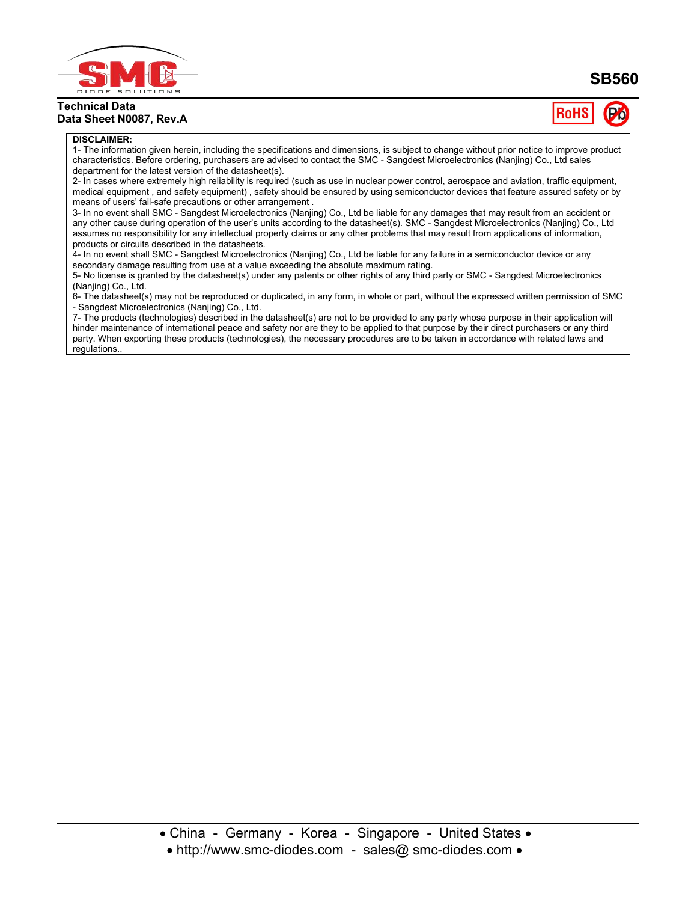**SB560**

**Technical Data**
**Data Sheet N0087, Rev.A**

**DISCLAIMER:**

1- The information given herein, including the specifications and dimensions, is subject to change without prior notice to improve product characteristics. Before ordering, purchasers are advised to contact the SMC - Sangdest Microelectronics (Nanjing) Co., Ltd sales department for the latest version of the datasheet(s).
2- In cases where extremely high reliability is required (such as use in nuclear power control, aerospace and aviation, traffic equipment, medical equipment , and safety equipment) , safety should be ensured by using semiconductor devices that feature assured safety or by means of users' fail-safe precautions or other arrangement .
3- In no event shall SMC - Sangdest Microelectronics (Nanjing) Co., Ltd be liable for any damages that may result from an accident or any other cause during operation of the user's units according to the datasheet(s). SMC - Sangdest Microelectronics (Nanjing) Co., Ltd assumes no responsibility for any intellectual property claims or any other problems that may result from applications of information, products or circuits described in the datasheets.
4- In no event shall SMC - Sangdest Microelectronics (Nanjing) Co., Ltd be liable for any failure in a semiconductor device or any secondary damage resulting from use at a value exceeding the absolute maximum rating.
5- No license is granted by the datasheet(s) under any patents or other rights of any third party or SMC - Sangdest Microelectronics (Nanjing) Co., Ltd.
6- The datasheet(s) may not be reproduced or duplicated, in any form, in whole or part, without the expressed written permission of SMC - Sangdest Microelectronics (Nanjing) Co., Ltd.
7- The products (technologies) described in the datasheet(s) are not to be provided to any party whose purpose in their application will hinder maintenance of international peace and safety nor are they to be applied to that purpose by their direct purchasers or any third party. When exporting these products (technologies), the necessary procedures are to be taken in accordance with related laws and regulations..

• China - Germany - Korea - Singapore - United States •
• http://www.smc-diodes.com - sales@ smc-diodes.com •